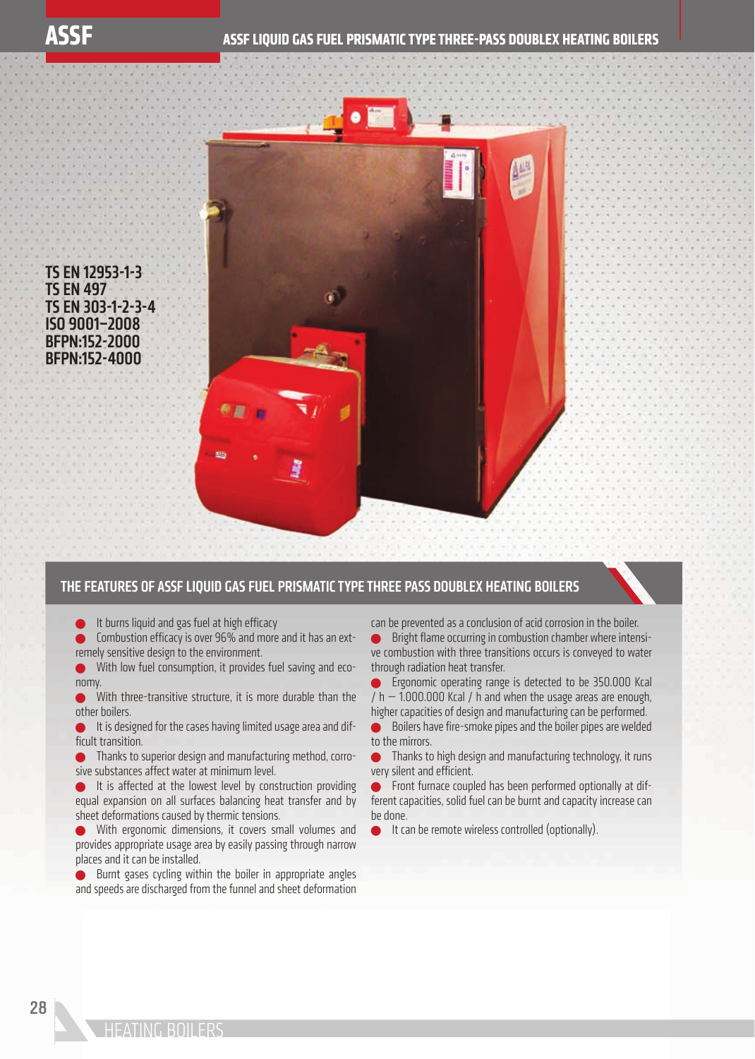# ASSF

## ASSF LIQUID GAS FUEL PRISMATIC TYPE THREE-PASS DOUBLEX HEATING BOILERS

**TS EN 12953-1-3**
**TS EN 497**
**TS EN 303-1-2-3-4**
**ISO 9001–2008**
**BFPN:152-2000**
**BFPN:152-4000**

## THE FEATURES OF ASSF LIQUID GAS FUEL PRISMATIC TYPE THREE PASS DOUBLEX HEATING BOILERS

- It burns liquid and gas fuel at high efficacy
- Combustion efficacy is over 96% and more and it has an extremely sensitive design to the environment.
- With low fuel consumption, it provides fuel saving and economy.
- With three-transitive structure, it is more durable than the other boilers.
- It is designed for the cases having limited usage area and difficult transition.
- Thanks to superior design and manufacturing method, corrosive substances affect water at minimum level.
- It is affected at the lowest level by construction providing equal expansion on all surfaces balancing heat transfer and by sheet deformations caused by thermic tensions.
- With ergonomic dimensions, it covers small volumes and provides appropriate usage area by easily passing through narrow places and it can be installed.
- Burnt gases cycling within the boiler in appropriate angles and speeds are discharged from the funnel and sheet deformation can be prevented as a conclusion of acid corrosion in the boiler.
- Bright flame occurring in combustion chamber where intensive combustion with three transitions occurs is conveyed to water through radiation heat transfer.
- Ergonomic operating range is detected to be 350.000 Kcal / h – 1.000.000 Kcal / h and when the usage areas are enough, higher capacities of design and manufacturing can be performed.
- Boilers have fire-smoke pipes and the boiler pipes are welded to the mirrors.
- Thanks to high design and manufacturing technology, it runs very silent and efficient.
- Front furnace coupled has been performed optionally at different capacities, solid fuel can be burnt and capacity increase can be done.
- It can be remote wireless controlled (optionally).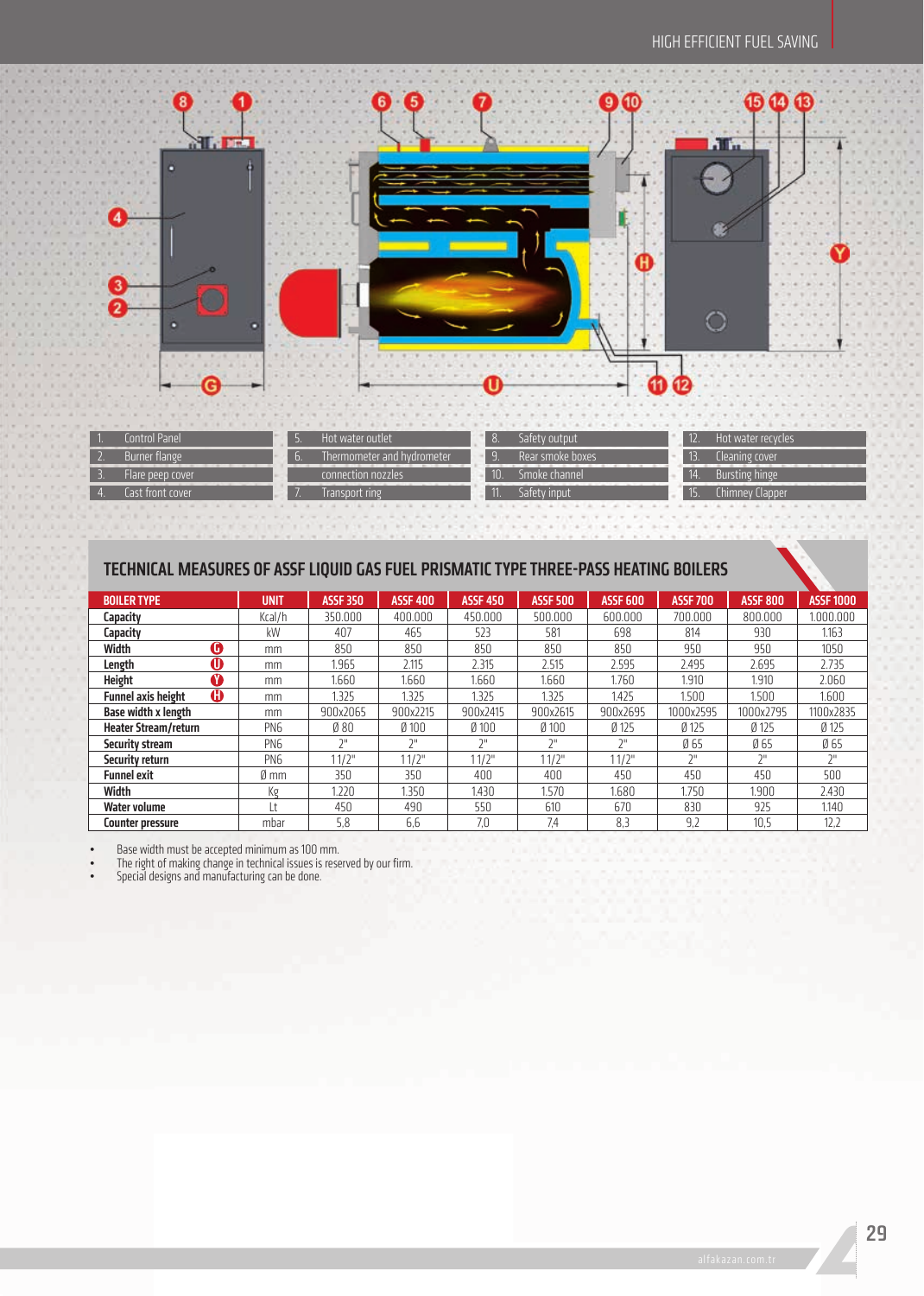| | | | |
|---|---|---|---|
| 1. Control Panel | 5. Hot water outlet | 8. Safety output | 12. Hot water recycles |
| 2. Burner flange | 6. Thermometer and hydrometer connection nozzles | 9. Rear smoke boxes | 13. Cleaning cover |
| 3. Flare peep cover | | 10. Smoke channel | 14. Bursting hinge |
| 4. Cast front cover | 7. Transport ring | 11. Safety input | 15. Chimney Clapper |

## TECHNICAL MEASURES OF ASSF LIQUID GAS FUEL PRISMATIC TYPE THREE-PASS HEATING BOILERS

| BOILER TYPE | UNIT | ASSF 350 | ASSF 400 | ASSF 450 | ASSF 500 | ASSF 600 | ASSF 700 | ASSF 800 | ASSF 1000 |
|---|---|---|---|---|---|---|---|---|---|
| **Capacity** | Kcal/h | 350.000 | 400.000 | 450.000 | 500.000 | 600.000 | 700.000 | 800.000 | 1.000.000 |
| **Capacity** | kW | 407 | 465 | 523 | 581 | 698 | 814 | 930 | 1.163 |
| **Width** G | mm | 850 | 850 | 850 | 850 | 850 | 950 | 950 | 1050 |
| **Length** U | mm | 1.965 | 2.115 | 2.315 | 2.515 | 2.595 | 2.495 | 2.695 | 2.735 |
| **Height** Y | mm | 1.660 | 1.660 | 1.660 | 1.660 | 1.760 | 1.910 | 1.910 | 2.060 |
| **Funnel axis height** H | mm | 1.325 | 1.325 | 1.325 | 1.325 | 1.425 | 1.500 | 1.500 | 1.600 |
| **Base width x length** | mm | 900x2065 | 900x2215 | 900x2415 | 900x2615 | 900x2695 | 1000x2595 | 1000x2795 | 1100x2835 |
| **Heater Stream/return** | PN6 | Ø 80 | Ø 100 | Ø 100 | Ø 100 | Ø 125 | Ø 125 | Ø 125 | Ø 125 |
| **Security stream** | PN6 | 2" | 2" | 2" | 2" | 2" | Ø 65 | Ø 65 | Ø 65 |
| **Security return** | PN6 | 1 1/2" | 1 1/2" | 1 1/2" | 1 1/2" | 1 1/2" | 2" | 2" | 2" |
| **Funnel exit** | Ø mm | 350 | 350 | 400 | 400 | 450 | 450 | 450 | 500 |
| **Width** | Kg | 1.220 | 1.350 | 1.430 | 1.570 | 1.680 | 1.750 | 1.900 | 2.430 |
| **Water volume** | Lt | 450 | 490 | 550 | 610 | 670 | 830 | 925 | 1.140 |
| **Counter pressure** | mbar | 5,8 | 6,6 | 7,0 | 7,4 | 8,3 | 9,2 | 10,5 | 12,2 |

- Base width must be accepted minimum as 100 mm.
- The right of making change in technical issues is reserved by our firm.
- Special designs and manufacturing can be done.